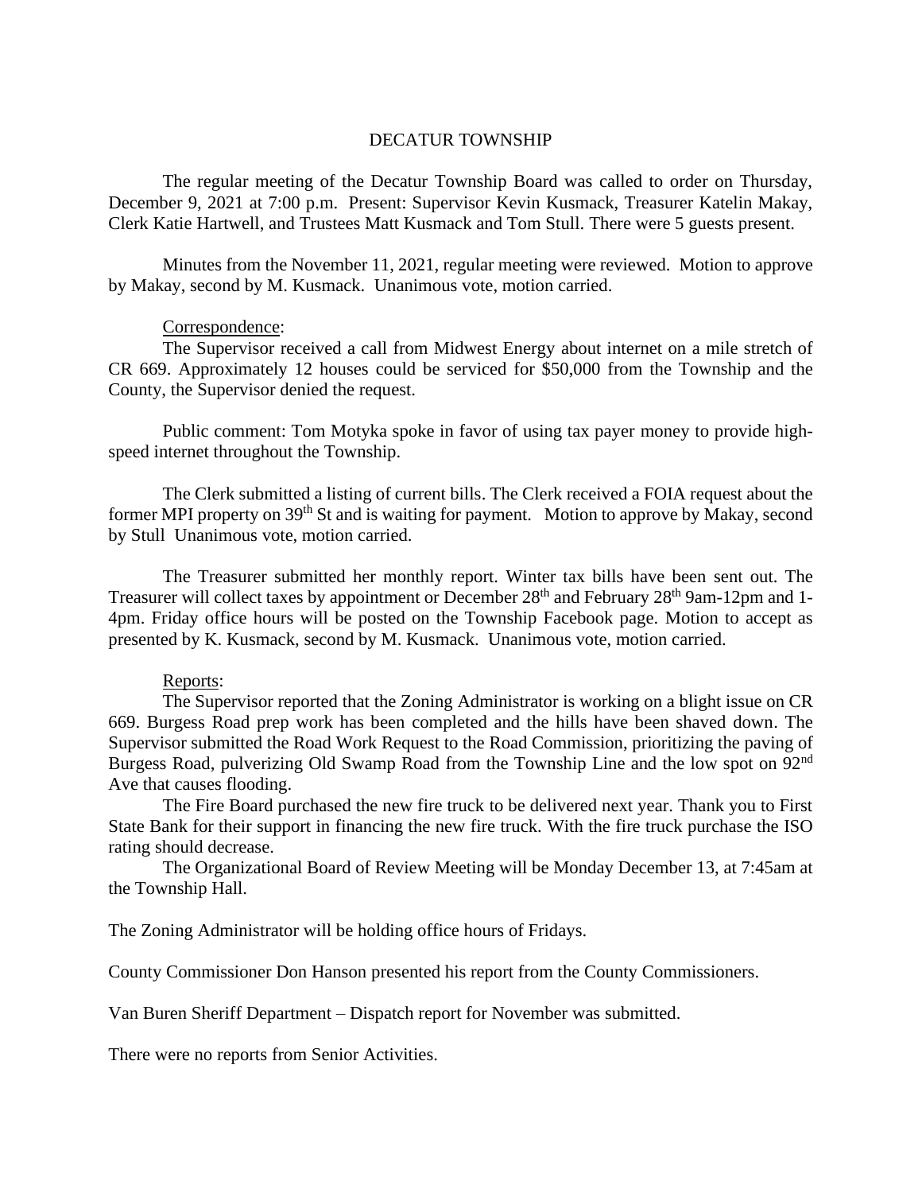# DECATUR TOWNSHIP

The regular meeting of the Decatur Township Board was called to order on Thursday, December 9, 2021 at 7:00 p.m. Present: Supervisor Kevin Kusmack, Treasurer Katelin Makay, Clerk Katie Hartwell, and Trustees Matt Kusmack and Tom Stull. There were 5 guests present.

Minutes from the November 11, 2021, regular meeting were reviewed. Motion to approve by Makay, second by M. Kusmack. Unanimous vote, motion carried.

<u>Correspondence</u>:

The Supervisor received a call from Midwest Energy about internet on a mile stretch of CR 669. Approximately 12 houses could be serviced for $50,000 from the Township and the County, the Supervisor denied the request.

Public comment: Tom Motyka spoke in favor of using tax payer money to provide high-speed internet throughout the Township.

The Clerk submitted a listing of current bills. The Clerk received a FOIA request about the former MPI property on 39th St and is waiting for payment. Motion to approve by Makay, second by Stull Unanimous vote, motion carried.

The Treasurer submitted her monthly report. Winter tax bills have been sent out. The Treasurer will collect taxes by appointment or December 28th and February 28th 9am-12pm and 1-4pm. Friday office hours will be posted on the Township Facebook page. Motion to accept as presented by K. Kusmack, second by M. Kusmack. Unanimous vote, motion carried.

<u>Reports</u>:

The Supervisor reported that the Zoning Administrator is working on a blight issue on CR 669. Burgess Road prep work has been completed and the hills have been shaved down. The Supervisor submitted the Road Work Request to the Road Commission, prioritizing the paving of Burgess Road, pulverizing Old Swamp Road from the Township Line and the low spot on 92nd Ave that causes flooding.

The Fire Board purchased the new fire truck to be delivered next year. Thank you to First State Bank for their support in financing the new fire truck. With the fire truck purchase the ISO rating should decrease.

The Organizational Board of Review Meeting will be Monday December 13, at 7:45am at the Township Hall.

The Zoning Administrator will be holding office hours of Fridays.

County Commissioner Don Hanson presented his report from the County Commissioners.

Van Buren Sheriff Department – Dispatch report for November was submitted.

There were no reports from Senior Activities.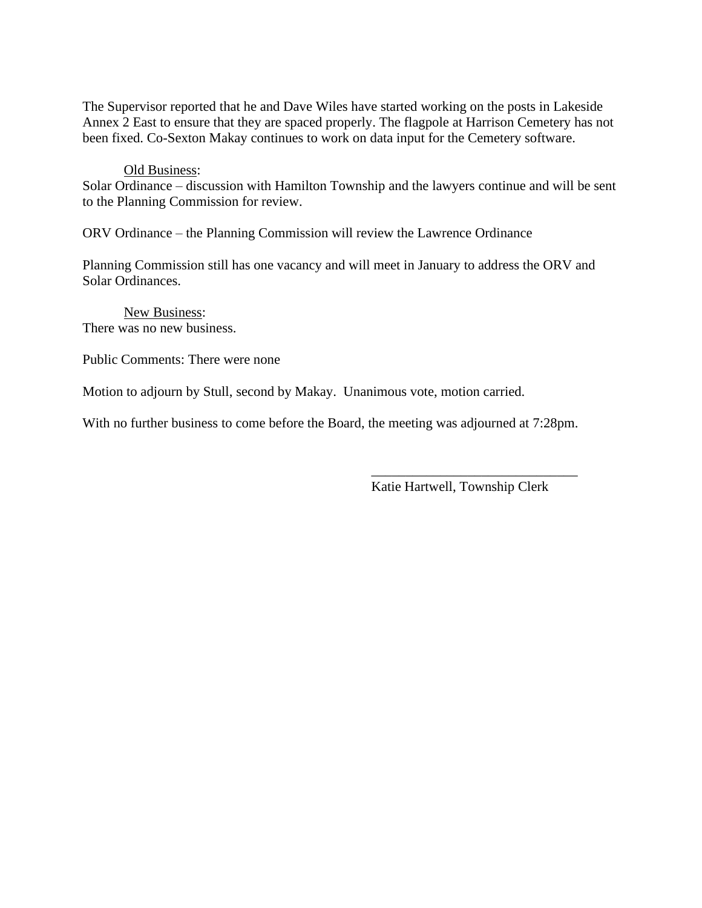The Supervisor reported that he and Dave Wiles have started working on the posts in Lakeside Annex 2 East to ensure that they are spaced properly. The flagpole at Harrison Cemetery has not been fixed. Co-Sexton Makay continues to work on data input for the Cemetery software.

Old Business:

Solar Ordinance – discussion with Hamilton Township and the lawyers continue and will be sent to the Planning Commission for review.

ORV Ordinance – the Planning Commission will review the Lawrence Ordinance

Planning Commission still has one vacancy and will meet in January to address the ORV and Solar Ordinances.

New Business:

There was no new business.

Public Comments: There were none

Motion to adjourn by Stull, second by Makay. Unanimous vote, motion carried.

With no further business to come before the Board, the meeting was adjourned at 7:28pm.

\_\_\_\_\_\_\_\_\_\_\_\_\_\_\_\_\_\_\_\_\_\_\_\_\_\_\_\_\_\_

Katie Hartwell, Township Clerk